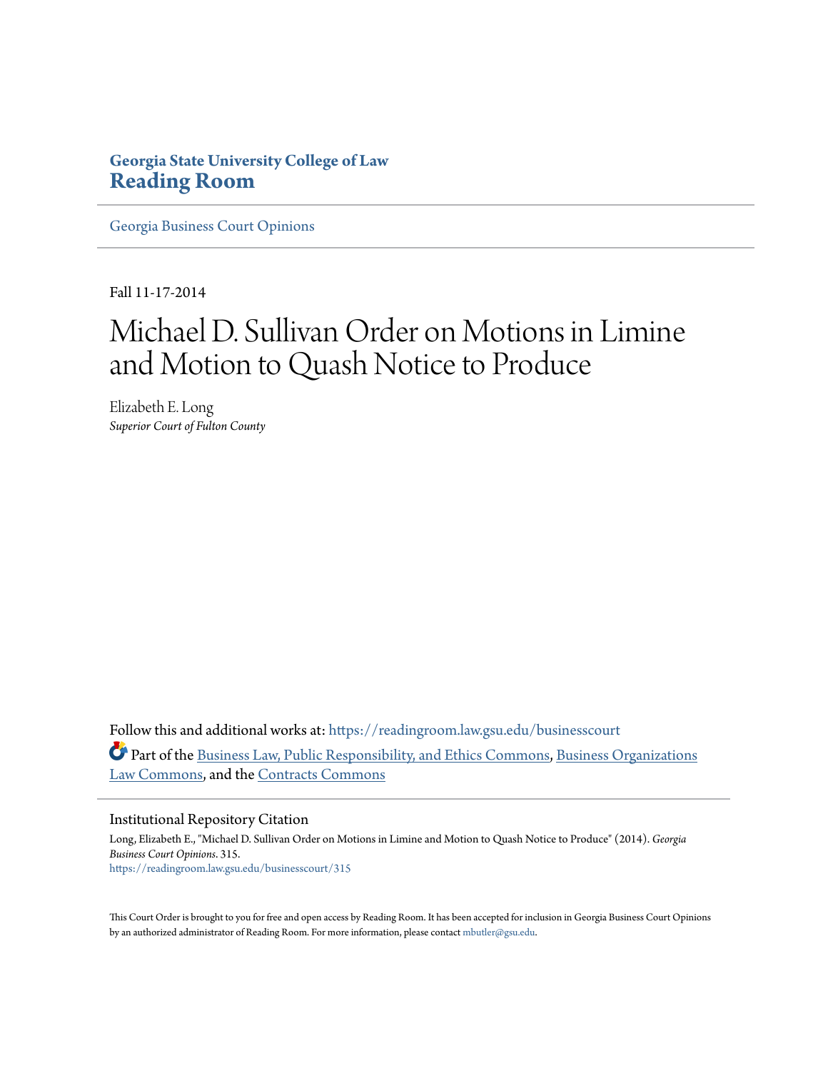**Georgia State University College of Law**
# Reading Room

Georgia Business Court Opinions

---

Fall 11-17-2014

# Michael D. Sullivan Order on Motions in Limine and Motion to Quash Notice to Produce

Elizabeth E. Long
*Superior Court of Fulton County*

Follow this and additional works at: https://readingroom.law.gsu.edu/businesscourt

Part of the Business Law, Public Responsibility, and Ethics Commons, Business Organizations Law Commons, and the Contracts Commons

---

Institutional Repository Citation

Long, Elizabeth E., "Michael D. Sullivan Order on Motions in Limine and Motion to Quash Notice to Produce" (2014). *Georgia Business Court Opinions*. 315.
https://readingroom.law.gsu.edu/businesscourt/315

This Court Order is brought to you for free and open access by Reading Room. It has been accepted for inclusion in Georgia Business Court Opinions by an authorized administrator of Reading Room. For more information, please contact mbutler@gsu.edu.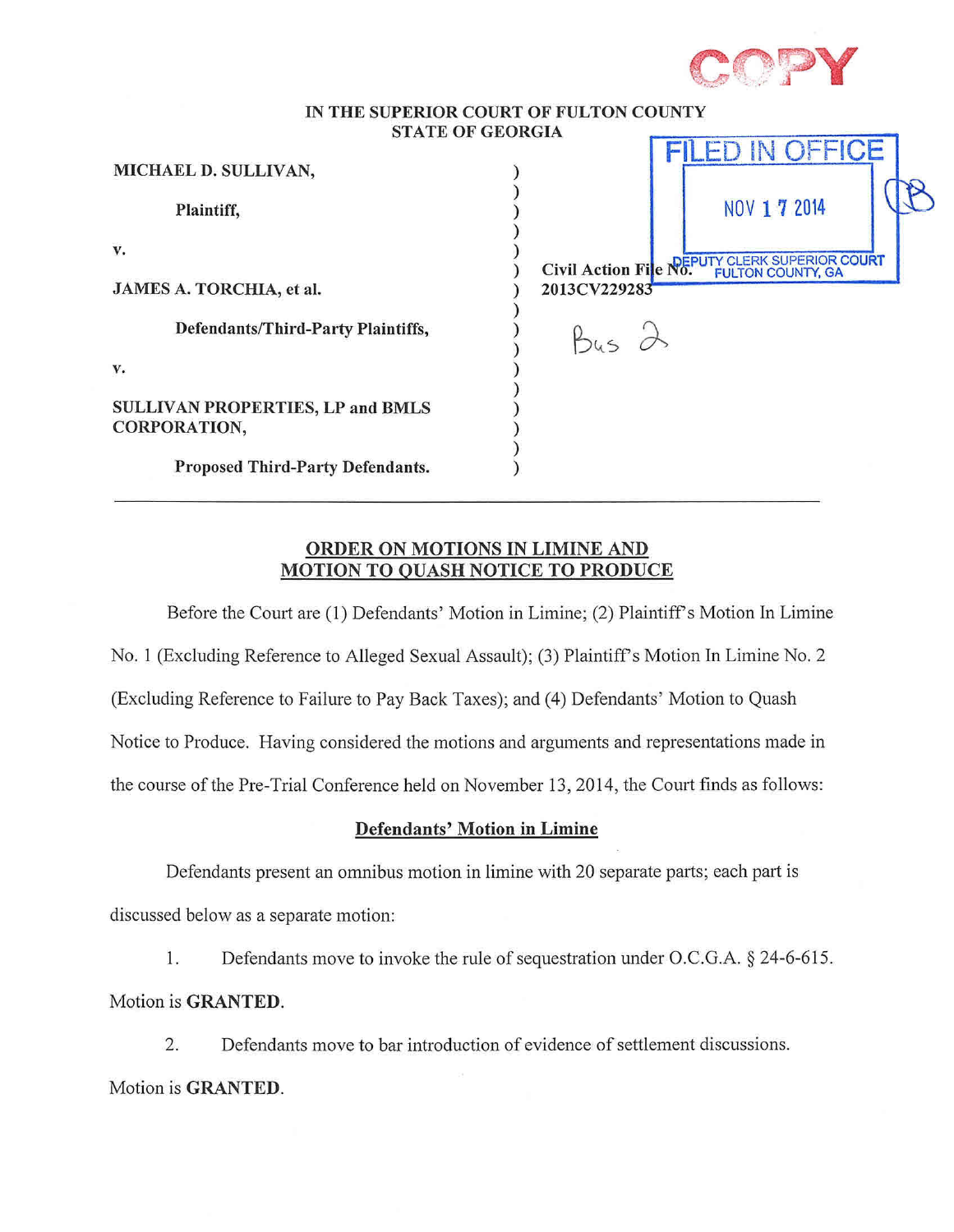COPY

IN THE SUPERIOR COURT OF FULTON COUNTY
STATE OF GEORGIA

FILED IN OFFICE

NOV 17 2014

DEPUTY CLERK SUPERIOR COURT
FULTON COUNTY, GA

| | | |
|---|---|---|
| **MICHAEL D. SULLIVAN,** | ) | |
| **Plaintiff,** | ) | |
| **v.** | ) | |
| **JAMES A. TORCHIA, et al.** | ) | **Civil Action File No. 2013CV229283** |
| **Defendants/Third-Party Plaintiffs,** | ) | Bus 2 |
| **v.** | ) | |
| **SULLIVAN PROPERTIES, LP and BMLS CORPORATION,** | ) | |
| **Proposed Third-Party Defendants.** | ) | |

## ORDER ON MOTIONS IN LIMINE AND MOTION TO QUASH NOTICE TO PRODUCE

Before the Court are (1) Defendants' Motion in Limine; (2) Plaintiff's Motion In Limine No. 1 (Excluding Reference to Alleged Sexual Assault); (3) Plaintiff's Motion In Limine No. 2 (Excluding Reference to Failure to Pay Back Taxes); and (4) Defendants' Motion to Quash Notice to Produce. Having considered the motions and arguments and representations made in the course of the Pre-Trial Conference held on November 13, 2014, the Court finds as follows:

### Defendants' Motion in Limine

Defendants present an omnibus motion in limine with 20 separate parts; each part is discussed below as a separate motion:

1. Defendants move to invoke the rule of sequestration under O.C.G.A. § 24-6-615. Motion is **GRANTED**.

2. Defendants move to bar introduction of evidence of settlement discussions. Motion is **GRANTED**.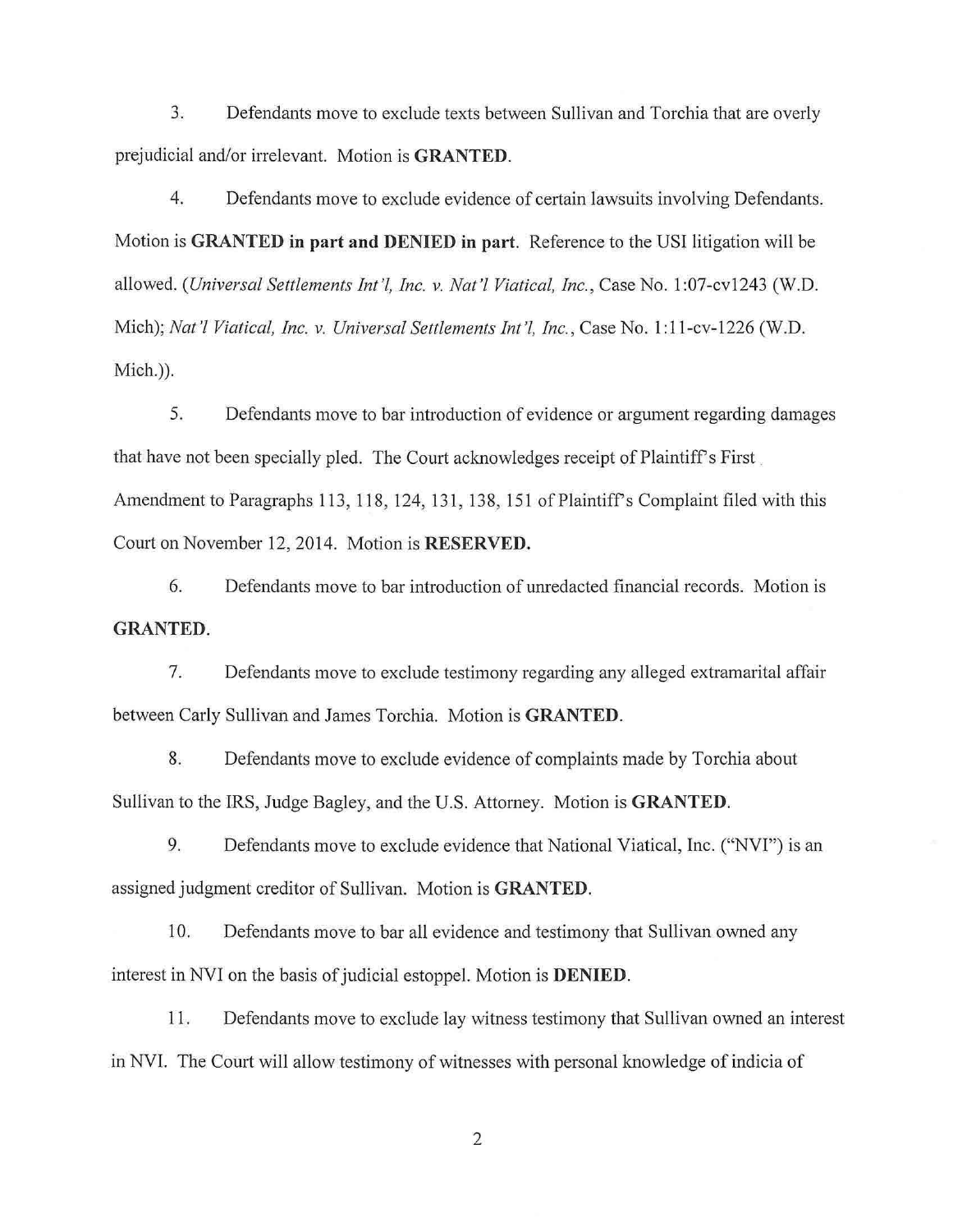3. Defendants move to exclude texts between Sullivan and Torchia that are overly prejudicial and/or irrelevant. Motion is **GRANTED**.

4. Defendants move to exclude evidence of certain lawsuits involving Defendants. Motion is **GRANTED in part and DENIED in part**. Reference to the USI litigation will be allowed. (*Universal Settlements Int'l, Inc. v. Nat'l Viatical, Inc.*, Case No. 1:07-cv1243 (W.D. Mich); *Nat'l Viatical, Inc. v. Universal Settlements Int'l, Inc.*, Case No. 1:11-cv-1226 (W.D. Mich.)).

5. Defendants move to bar introduction of evidence or argument regarding damages that have not been specially pled. The Court acknowledges receipt of Plaintiff's First Amendment to Paragraphs 113, 118, 124, 131, 138, 151 of Plaintiff's Complaint filed with this Court on November 12, 2014. Motion is **RESERVED.**

6. Defendants move to bar introduction of unredacted financial records. Motion is **GRANTED**.

7. Defendants move to exclude testimony regarding any alleged extramarital affair between Carly Sullivan and James Torchia. Motion is **GRANTED**.

8. Defendants move to exclude evidence of complaints made by Torchia about Sullivan to the IRS, Judge Bagley, and the U.S. Attorney. Motion is **GRANTED**.

9. Defendants move to exclude evidence that National Viatical, Inc. ("NVI") is an assigned judgment creditor of Sullivan. Motion is **GRANTED**.

10. Defendants move to bar all evidence and testimony that Sullivan owned any interest in NVI on the basis of judicial estoppel. Motion is **DENIED**.

11. Defendants move to exclude lay witness testimony that Sullivan owned an interest in NVI. The Court will allow testimony of witnesses with personal knowledge of indicia of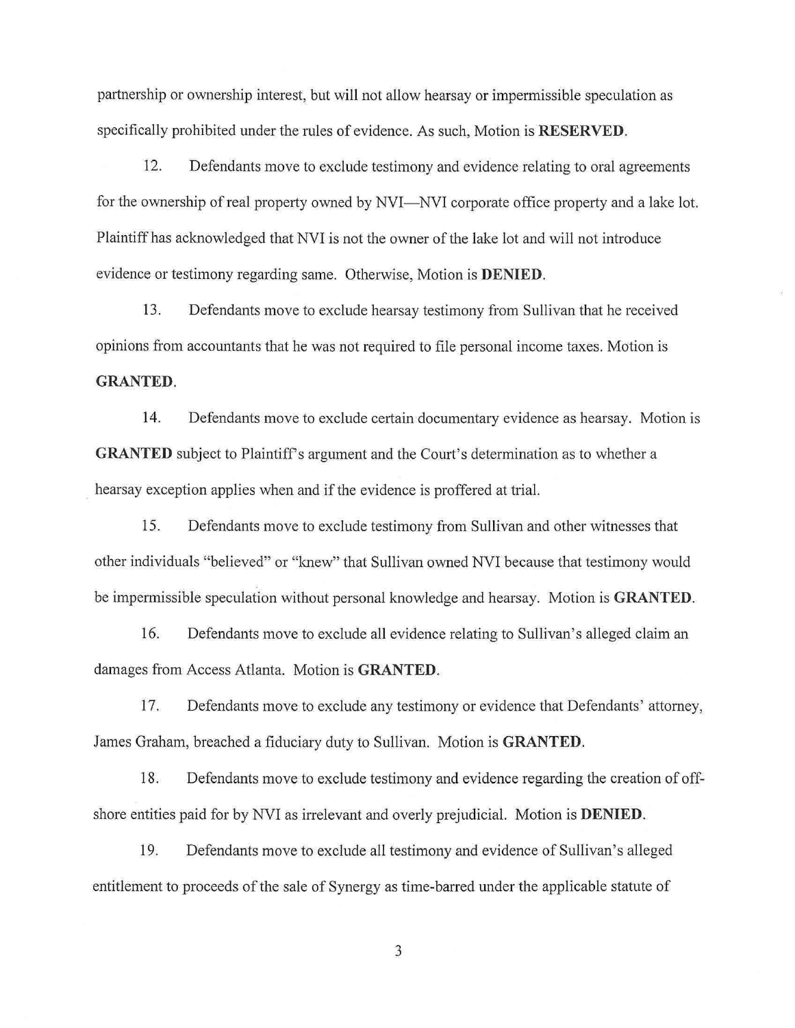partnership or ownership interest, but will not allow hearsay or impermissible speculation as specifically prohibited under the rules of evidence. As such, Motion is **RESERVED**.

12. Defendants move to exclude testimony and evidence relating to oral agreements for the ownership of real property owned by NVI—NVI corporate office property and a lake lot. Plaintiff has acknowledged that NVI is not the owner of the lake lot and will not introduce evidence or testimony regarding same. Otherwise, Motion is **DENIED**.

13. Defendants move to exclude hearsay testimony from Sullivan that he received opinions from accountants that he was not required to file personal income taxes. Motion is **GRANTED**.

14. Defendants move to exclude certain documentary evidence as hearsay. Motion is **GRANTED** subject to Plaintiff's argument and the Court's determination as to whether a hearsay exception applies when and if the evidence is proffered at trial.

15. Defendants move to exclude testimony from Sullivan and other witnesses that other individuals "believed" or "knew" that Sullivan owned NVI because that testimony would be impermissible speculation without personal knowledge and hearsay. Motion is **GRANTED**.

16. Defendants move to exclude all evidence relating to Sullivan's alleged claim an damages from Access Atlanta. Motion is **GRANTED**.

17. Defendants move to exclude any testimony or evidence that Defendants' attorney, James Graham, breached a fiduciary duty to Sullivan. Motion is **GRANTED**.

18. Defendants move to exclude testimony and evidence regarding the creation of off-shore entities paid for by NVI as irrelevant and overly prejudicial. Motion is **DENIED**.

19. Defendants move to exclude all testimony and evidence of Sullivan's alleged entitlement to proceeds of the sale of Synergy as time-barred under the applicable statute of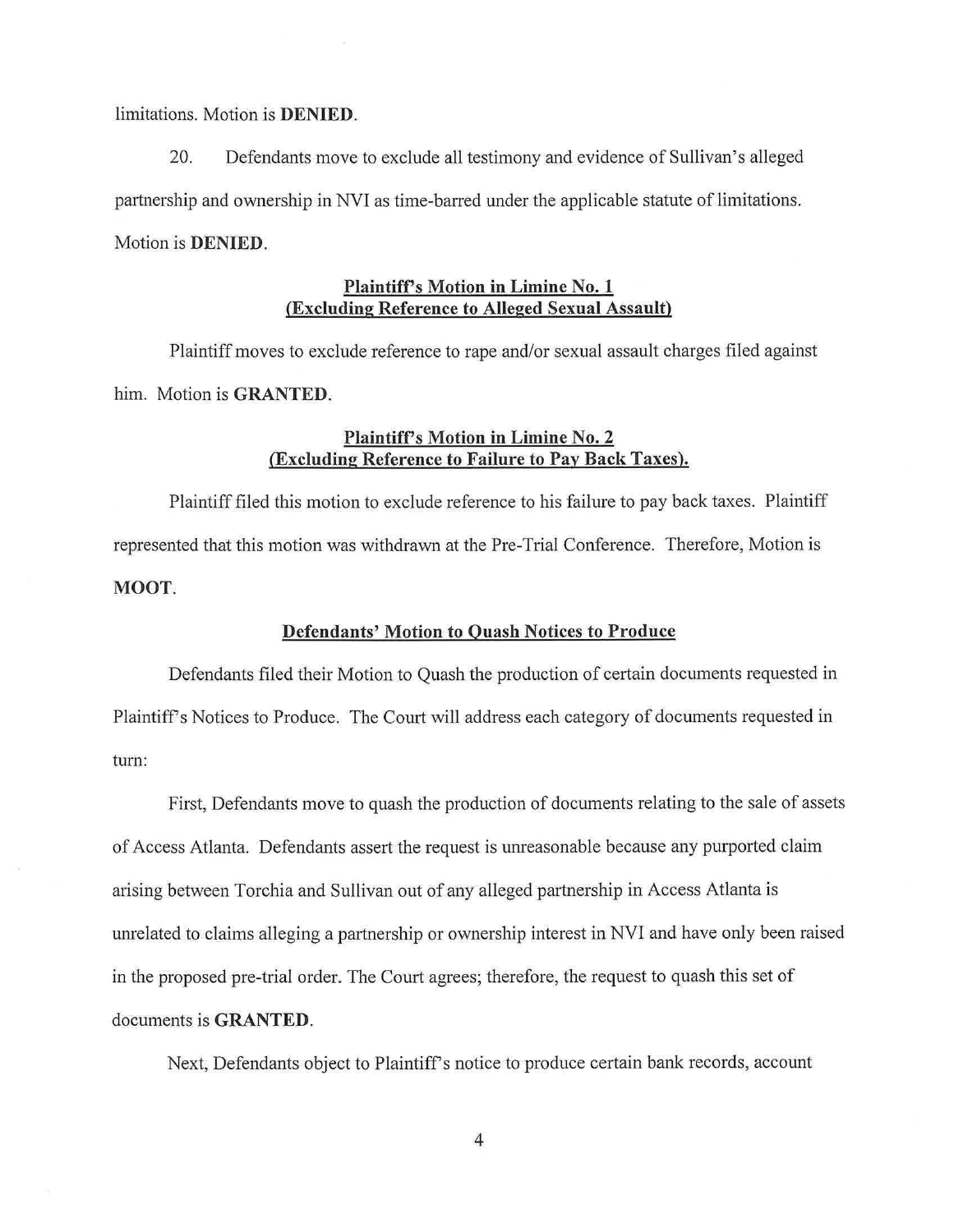limitations. Motion is **DENIED**.

20. Defendants move to exclude all testimony and evidence of Sullivan's alleged partnership and ownership in NVI as time-barred under the applicable statute of limitations. Motion is **DENIED**.

**<u>Plaintiff's Motion in Limine No. 1</u>**
**<u>(Excluding Reference to Alleged Sexual Assault)</u>**

Plaintiff moves to exclude reference to rape and/or sexual assault charges filed against him. Motion is **GRANTED**.

**<u>Plaintiff's Motion in Limine No. 2</u>**
**<u>(Excluding Reference to Failure to Pay Back Taxes).</u>**

Plaintiff filed this motion to exclude reference to his failure to pay back taxes. Plaintiff represented that this motion was withdrawn at the Pre-Trial Conference. Therefore, Motion is **MOOT**.

**<u>Defendants' Motion to Quash Notices to Produce</u>**

Defendants filed their Motion to Quash the production of certain documents requested in Plaintiff's Notices to Produce. The Court will address each category of documents requested in turn:

First, Defendants move to quash the production of documents relating to the sale of assets of Access Atlanta. Defendants assert the request is unreasonable because any purported claim arising between Torchia and Sullivan out of any alleged partnership in Access Atlanta is unrelated to claims alleging a partnership or ownership interest in NVI and have only been raised in the proposed pre-trial order. The Court agrees; therefore, the request to quash this set of documents is **GRANTED**.

Next, Defendants object to Plaintiff's notice to produce certain bank records, account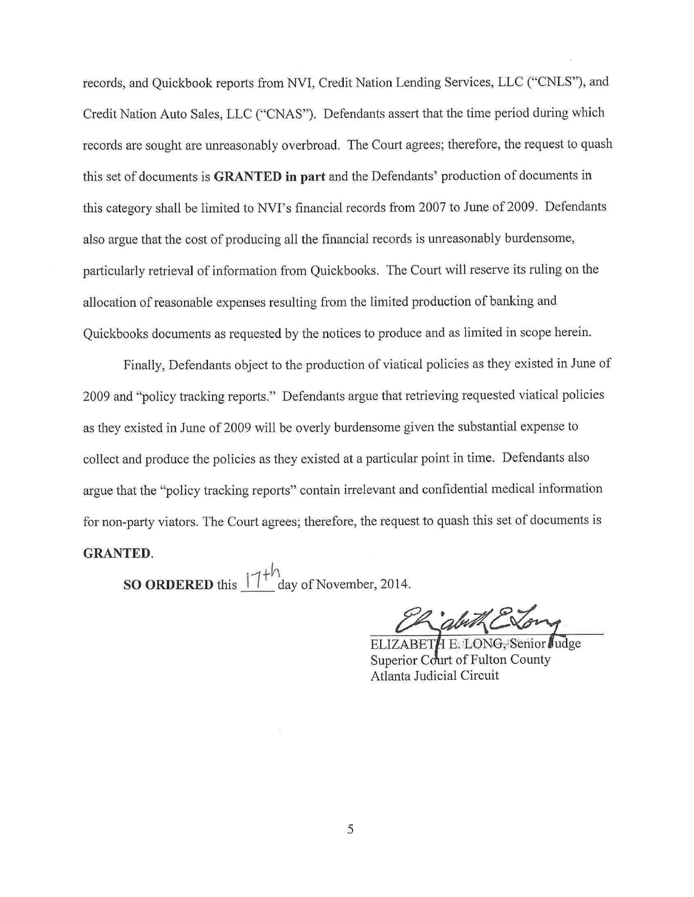records, and Quickbook reports from NVI, Credit Nation Lending Services, LLC ("CNLS"), and Credit Nation Auto Sales, LLC ("CNAS"). Defendants assert that the time period during which records are sought are unreasonably overbroad. The Court agrees; therefore, the request to quash this set of documents is **GRANTED in part** and the Defendants' production of documents in this category shall be limited to NVI's financial records from 2007 to June of 2009. Defendants also argue that the cost of producing all the financial records is unreasonably burdensome, particularly retrieval of information from Quickbooks. The Court will reserve its ruling on the allocation of reasonable expenses resulting from the limited production of banking and Quickbooks documents as requested by the notices to produce and as limited in scope herein.

Finally, Defendants object to the production of viatical policies as they existed in June of 2009 and "policy tracking reports." Defendants argue that retrieving requested viatical policies as they existed in June of 2009 will be overly burdensome given the substantial expense to collect and produce the policies as they existed at a particular point in time. Defendants also argue that the "policy tracking reports" contain irrelevant and confidential medical information for non-party viators. The Court agrees; therefore, the request to quash this set of documents is **GRANTED**.

**SO ORDERED** this 17th day of November, 2014.

Elizabeth E. Long

ELIZABETH E. LONG, Senior Judge
Superior Court of Fulton County
Atlanta Judicial Circuit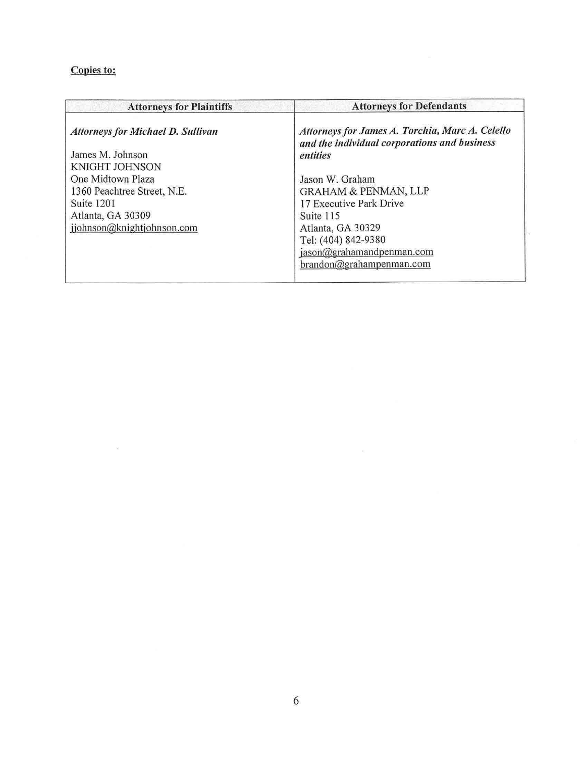**Copies to:**

| Attorneys for Plaintiffs | Attorneys for Defendants |
| --- | --- |
| ***Attorneys for Michael D. Sullivan***<br><br>James M. Johnson<br>KNIGHT JOHNSON<br>One Midtown Plaza<br>1360 Peachtree Street, N.E.<br>Suite 1201<br>Atlanta, GA 30309<br>jjohnson@knightjohnson.com | ***Attorneys for James A. Torchia, Marc A. Celello and the individual corporations and business entities***<br><br>Jason W. Graham<br>GRAHAM & PENMAN, LLP<br>17 Executive Park Drive<br>Suite 115<br>Atlanta, GA 30329<br>Tel: (404) 842-9380<br>jason@grahamandpenman.com<br>brandon@grahampenman.com |